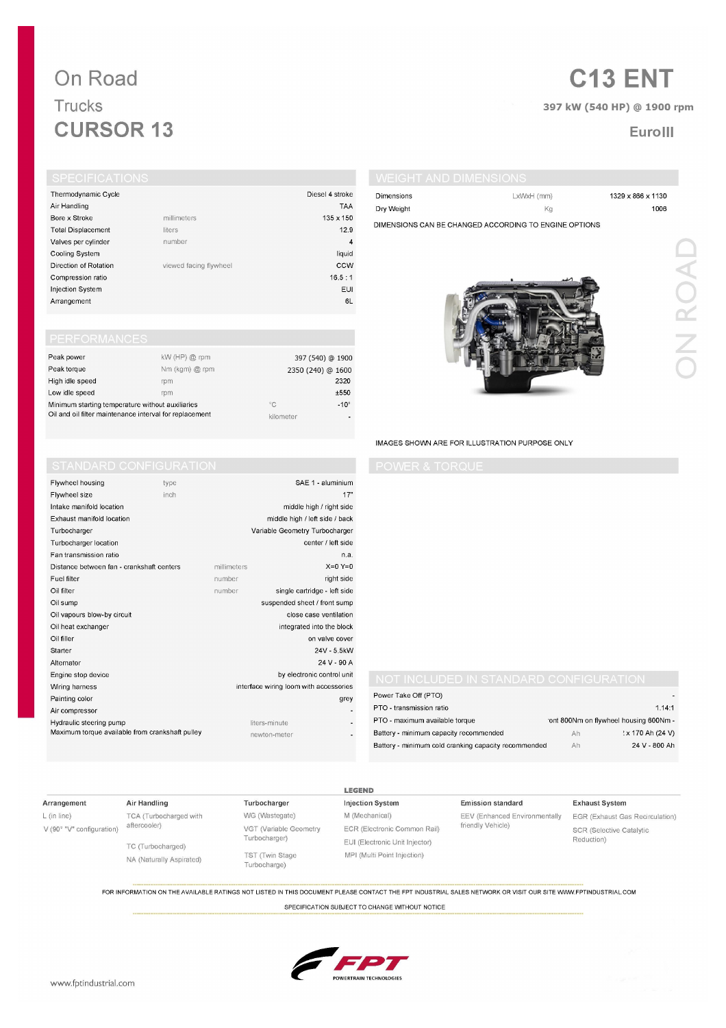# On Road

## Trucks

## CURSOR 13

# C13 ENT

**397 kW (540 HP) @ 1900 rpm**

**EuroIII**

## SPECIFICATIONS

| | | |
|---|---|---|
| Thermodynamic Cycle | | Diesel 4 stroke |
| Air Handling | | TAA |
| Bore x Stroke | millimeters | 135 x 150 |
| Total Displacement | liters | 12.9 |
| Valves per cylinder | number | 4 |
| Cooling System | | liquid |
| Direction of Rotation | viewed facing flywheel | CCW |
| Compression ratio | | 16.5 : 1 |
| Injection System | | EUI |
| Arrangement | | 6L |

## WEIGHT AND DIMENSIONS

| | | |
|---|---|---|
| Dimensions | LxWxH (mm) | 1329 x 866 x 1130 |
| Dry Weight | Kg | 1006 |

DIMENSIONS CAN BE CHANGED ACCORDING TO ENGINE OPTIONS

IMAGES SHOWN ARE FOR ILLUSTRATION PURPOSE ONLY

## PERFORMANCES

| | | |
|---|---|---|
| Peak power | kW (HP) @ rpm | 397 (540) @ 1900 |
| Peak torque | Nm (kgm) @ rpm | 2350 (240) @ 1600 |
| High idle speed | rpm | 2320 |
| Low idle speed | rpm | ±550 |
| Minimum starting temperature without auxiliaries | °C | -10° |
| Oil and oil filter maintenance interval for replacement | kilometer | - |

## STANDARD CONFIGURATION

| | | |
|---|---|---|
| Flywheel housing | type | SAE 1 - aluminium |
| Flywheel size | inch | 17" |
| Intake manifold location | | middle high / right side |
| Exhaust manifold location | | middle high / left side / back |
| Turbocharger | | Variable Geometry Turbocharger |
| Turbocharger location | | center / left side |
| Fan transmission ratio | | n.a. |
| Distance between fan - crankshaft centers | millimeters | X=0 Y=0 |
| Fuel filter | number | right side |
| Oil filter | number | single cartridge - left side |
| Oil sump | | suspended sheet / front sump |
| Oil vapours blow-by circuit | | close case ventilation |
| Oil heat exchanger | | integrated into the block |
| Oil filler | | on valve cover |
| Starter | | 24V - 5.5kW |
| Alternator | | 24 V - 90 A |
| Engine stop device | | by electronic control unit |
| Wiring harness | | interface wiring loom with accessories |
| Painting color | | grey |
| Air compressor | | - |
| Hydraulic steering pump | liters-minute | - |
| Maximum torque available from crankshaft pulley | newton-meter | - |

## POWER & TORQUE

## NOT INCLUDED IN STANDARD CONFIGURATION

| | | |
|---|---|---|
| Power Take Off (PTO) | | - |
| PTO - transmission ratio | | 1.14:1 |
| PTO - maximum available torque | | 'ont 800Nm on flywheel housing 600Nm - |
| Battery - minimum capacity recommended | Ah | ! x 170 Ah (24 V) |
| Battery - minimum cold cranking capacity recommended | Ah | 24 V - 800 Ah |

## LEGEND

| Arrangement | Air Handling | Turbocharger | Injection System | Emission standard | Exhaust System |
|---|---|---|---|---|---|
| L (in line) | TCA (Turbocharged with aftercooler) | WG (Wastegate) | M (Mechanical) | EEV (Enhanced Environmentally friendly Vehicle) | EGR (Exhaust Gas Recirculation) |
| V (90° "V" configuration) | TC (Turbocharged) | VGT (Variable Geometry Turbocharger) | ECR (Electronic Common Rail) | | SCR (Selective Catalytic Reduction) |
| | NA (Naturally Aspirated) | TST (Twin Stage Turbocharge) | EUI (Electronic Unit Injector) | | |
| | | | MPI (Multi Point Injection) | | |

FOR INFORMATION ON THE AVAILABLE RATINGS NOT LISTED IN THIS DOCUMENT PLEASE CONTACT THE FPT INDUSTRIAL SALES NETWORK OR VISIT OUR SITE WWW.FPTINDUSTRIAL.COM

SPECIFICATION SUBJECT TO CHANGE WITHOUT NOTICE

FPT POWERTRAIN TECHNOLOGIES

www.fptindustrial.com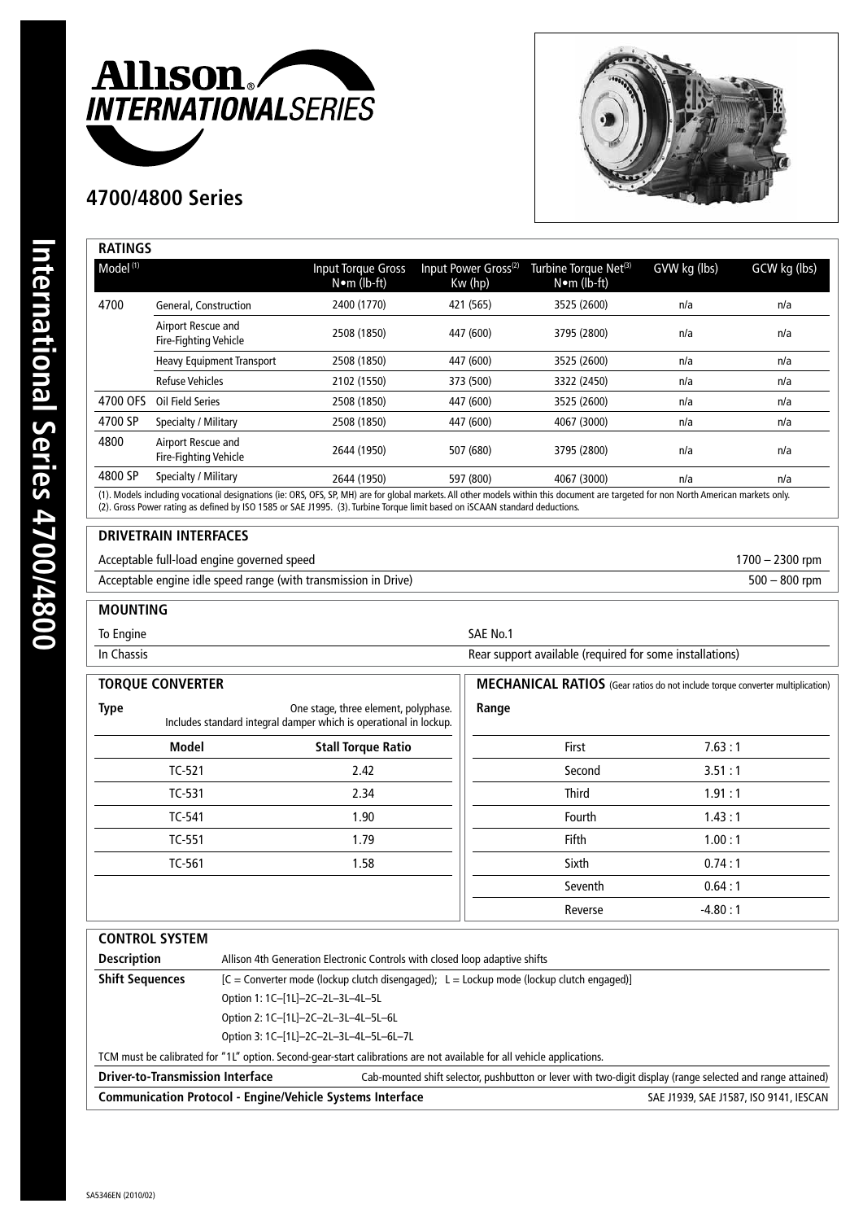# Allison INTERNATIONALSERIES

## 4700/4800 Series

### RATINGS

| Model (1) | | Input Torque Gross N•m (lb-ft) | Input Power Gross(2) Kw (hp) | Turbine Torque Net(3) N•m (lb-ft) | GVW kg (lbs) | GCW kg (lbs) |
|---|---|---|---|---|---|---|
| 4700 | General, Construction | 2400 (1770) | 421 (565) | 3525 (2600) | n/a | n/a |
| | Airport Rescue and Fire-Fighting Vehicle | 2508 (1850) | 447 (600) | 3795 (2800) | n/a | n/a |
| | Heavy Equipment Transport | 2508 (1850) | 447 (600) | 3525 (2600) | n/a | n/a |
| | Refuse Vehicles | 2102 (1550) | 373 (500) | 3322 (2450) | n/a | n/a |
| 4700 OFS | Oil Field Series | 2508 (1850) | 447 (600) | 3525 (2600) | n/a | n/a |
| 4700 SP | Specialty / Military | 2508 (1850) | 447 (600) | 4067 (3000) | n/a | n/a |
| 4800 | Airport Rescue and Fire-Fighting Vehicle | 2644 (1950) | 507 (680) | 3795 (2800) | n/a | n/a |
| 4800 SP | Specialty / Military | 2644 (1950) | 597 (800) | 4067 (3000) | n/a | n/a |

(1). Models including vocational designations (ie: ORS, OFS, SP, MH) are for global markets. All other models within this document are targeted for non North American markets only.
(2). Gross Power rating as defined by ISO 1585 or SAE J1995. (3). Turbine Torque limit based on iSCAAN standard deductions.

### DRIVETRAIN INTERFACES

| | |
|---|---|
| Acceptable full-load engine governed speed | 1700 – 2300 rpm |
| Acceptable engine idle speed range (with transmission in Drive) | 500 – 800 rpm |

### MOUNTING

| | |
|---|---|
| To Engine | SAE No.1 |
| In Chassis | Rear support available (required for some installations) |

### TORQUE CONVERTER

**Type**: One stage, three element, polyphase. Includes standard integral damper which is operational in lockup.

| Model | Stall Torque Ratio |
|---|---|
| TC-521 | 2.42 |
| TC-531 | 2.34 |
| TC-541 | 1.90 |
| TC-551 | 1.79 |
| TC-561 | 1.58 |

### MECHANICAL RATIOS (Gear ratios do not include torque converter multiplication)

| Range | |
|---|---|
| First | 7.63 : 1 |
| Second | 3.51 : 1 |
| Third | 1.91 : 1 |
| Fourth | 1.43 : 1 |
| Fifth | 1.00 : 1 |
| Sixth | 0.74 : 1 |
| Seventh | 0.64 : 1 |
| Reverse | -4.80 : 1 |

### CONTROL SYSTEM

**Description**: Allison 4th Generation Electronic Controls with closed loop adaptive shifts

**Shift Sequences**: [C = Converter mode (lockup clutch disengaged); L = Lockup mode (lockup clutch engaged)]

Option 1: 1C–[1L]–2C–2L–3L–4L–5L

Option 2: 1C–[1L]–2C–2L–3L–4L–5L–6L

Option 3: 1C–[1L]–2C–2L–3L–4L–5L–6L–7L

TCM must be calibrated for "1L" option. Second-gear-start calibrations are not available for all vehicle applications.

**Driver-to-Transmission Interface**: Cab-mounted shift selector, pushbutton or lever with two-digit display (range selected and range attained)

**Communication Protocol - Engine/Vehicle Systems Interface**: SAE J1939, SAE J1587, ISO 9141, IESCAN

SA5346EN (2010/02)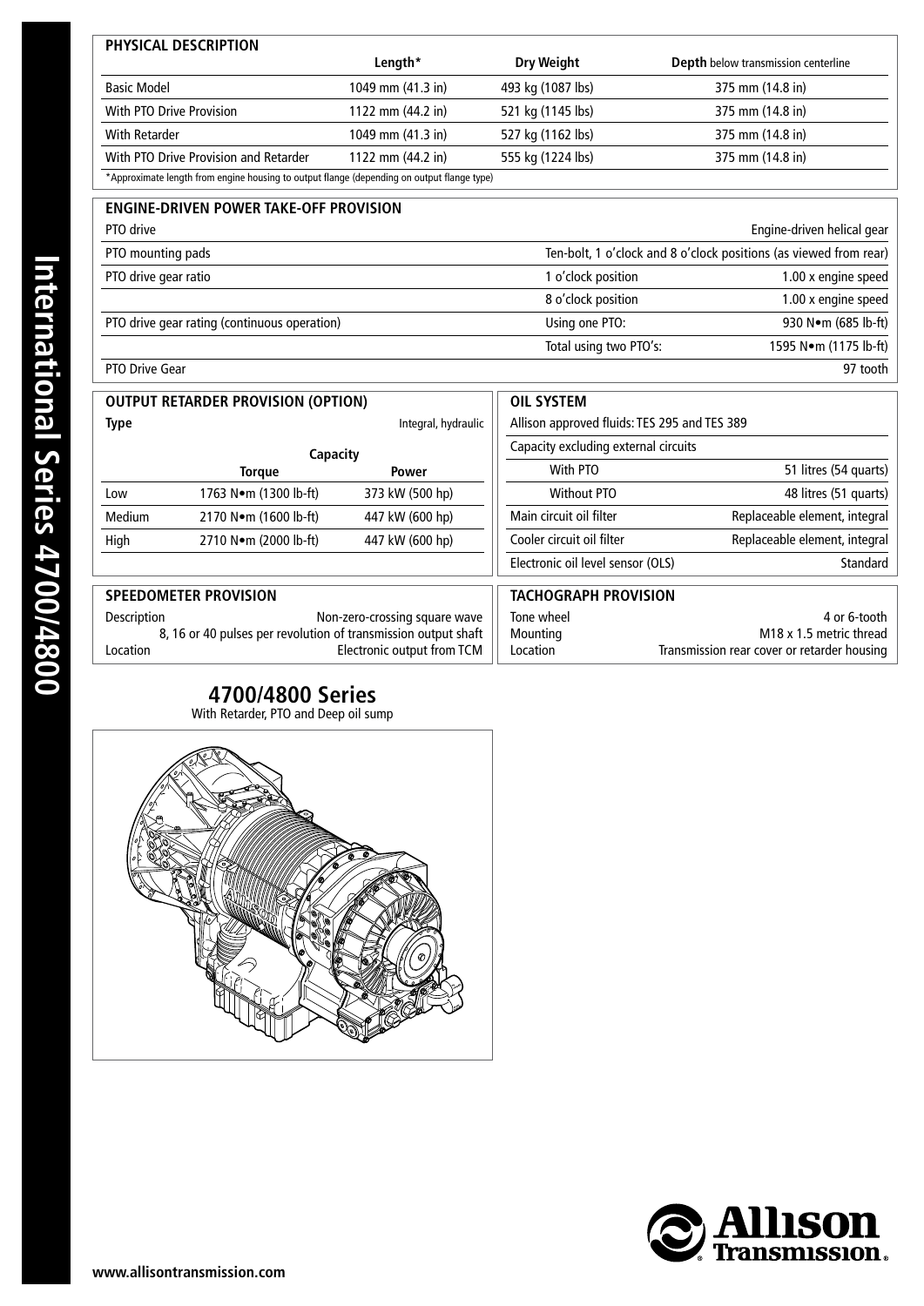## PHYSICAL DESCRIPTION

| | Length* | Dry Weight | Depth below transmission centerline |
|---|---|---|---|
| Basic Model | 1049 mm (41.3 in) | 493 kg (1087 lbs) | 375 mm (14.8 in) |
| With PTO Drive Provision | 1122 mm (44.2 in) | 521 kg (1145 lbs) | 375 mm (14.8 in) |
| With Retarder | 1049 mm (41.3 in) | 527 kg (1162 lbs) | 375 mm (14.8 in) |
| With PTO Drive Provision and Retarder | 1122 mm (44.2 in) | 555 kg (1224 lbs) | 375 mm (14.8 in) |

*Approximate length from engine housing to output flange (depending on output flange type)

## ENGINE-DRIVEN POWER TAKE-OFF PROVISION

| | | |
|---|---|---|
| PTO drive | | Engine-driven helical gear |
| PTO mounting pads | | Ten-bolt, 1 o'clock and 8 o'clock positions (as viewed from rear) |
| PTO drive gear ratio | 1 o'clock position | 1.00 x engine speed |
| | 8 o'clock position | 1.00 x engine speed |
| PTO drive gear rating (continuous operation) | Using one PTO: | 930 N•m (685 lb-ft) |
| | Total using two PTO's: | 1595 N•m (1175 lb-ft) |
| PTO Drive Gear | | 97 tooth |

## OUTPUT RETARDER PROVISION (OPTION)

**Type** Integral, hydraulic

| | Capacity | |
|---|---|---|
| | Torque | Power |
| Low | 1763 N•m (1300 lb-ft) | 373 kW (500 hp) |
| Medium | 2170 N•m (1600 lb-ft) | 447 kW (600 hp) |
| High | 2710 N•m (2000 lb-ft) | 447 kW (600 hp) |

## OIL SYSTEM

Allison approved fluids: TES 295 and TES 389

| | |
|---|---|
| Capacity excluding external circuits | |
| With PTO | 51 litres (54 quarts) |
| Without PTO | 48 litres (51 quarts) |
| Main circuit oil filter | Replaceable element, integral |
| Cooler circuit oil filter | Replaceable element, integral |
| Electronic oil level sensor (OLS) | Standard |

## SPEEDOMETER PROVISION

| | |
|---|---|
| Description | Non-zero-crossing square wave |
| | 8, 16 or 40 pulses per revolution of transmission output shaft |
| Location | Electronic output from TCM |

## TACHOGRAPH PROVISION

| | |
|---|---|
| Tone wheel | 4 or 6-tooth |
| Mounting | M18 x 1.5 metric thread |
| Location | Transmission rear cover or retarder housing |

## 4700/4800 Series

With Retarder, PTO and Deep oil sump

www.allisontransmission.com